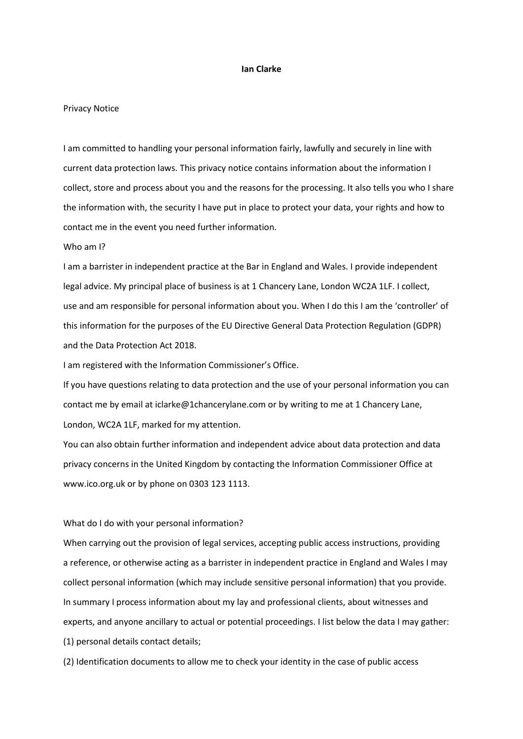**Ian Clarke**

Privacy Notice

I am committed to handling your personal information fairly, lawfully and securely in line with current data protection laws. This privacy notice contains information about the information I collect, store and process about you and the reasons for the processing. It also tells you who I share the information with, the security I have put in place to protect your data, your rights and how to contact me in the event you need further information.

Who am I?

I am a barrister in independent practice at the Bar in England and Wales. I provide independent legal advice. My principal place of business is at 1 Chancery Lane, London WC2A 1LF. I collect, use and am responsible for personal information about you. When I do this I am the 'controller' of this information for the purposes of the EU Directive General Data Protection Regulation (GDPR) and the Data Protection Act 2018.

I am registered with the Information Commissioner's Office.

If you have questions relating to data protection and the use of your personal information you can contact me by email at iclarke@1chancerylane.com or by writing to me at 1 Chancery Lane, London, WC2A 1LF, marked for my attention.

You can also obtain further information and independent advice about data protection and data privacy concerns in the United Kingdom by contacting the Information Commissioner Office at www.ico.org.uk or by phone on 0303 123 1113.

What do I do with your personal information?

When carrying out the provision of legal services, accepting public access instructions, providing a reference, or otherwise acting as a barrister in independent practice in England and Wales I may collect personal information (which may include sensitive personal information) that you provide. In summary I process information about my lay and professional clients, about witnesses and experts, and anyone ancillary to actual or potential proceedings. I list below the data I may gather:

(1) personal details contact details;

(2) Identification documents to allow me to check your identity in the case of public access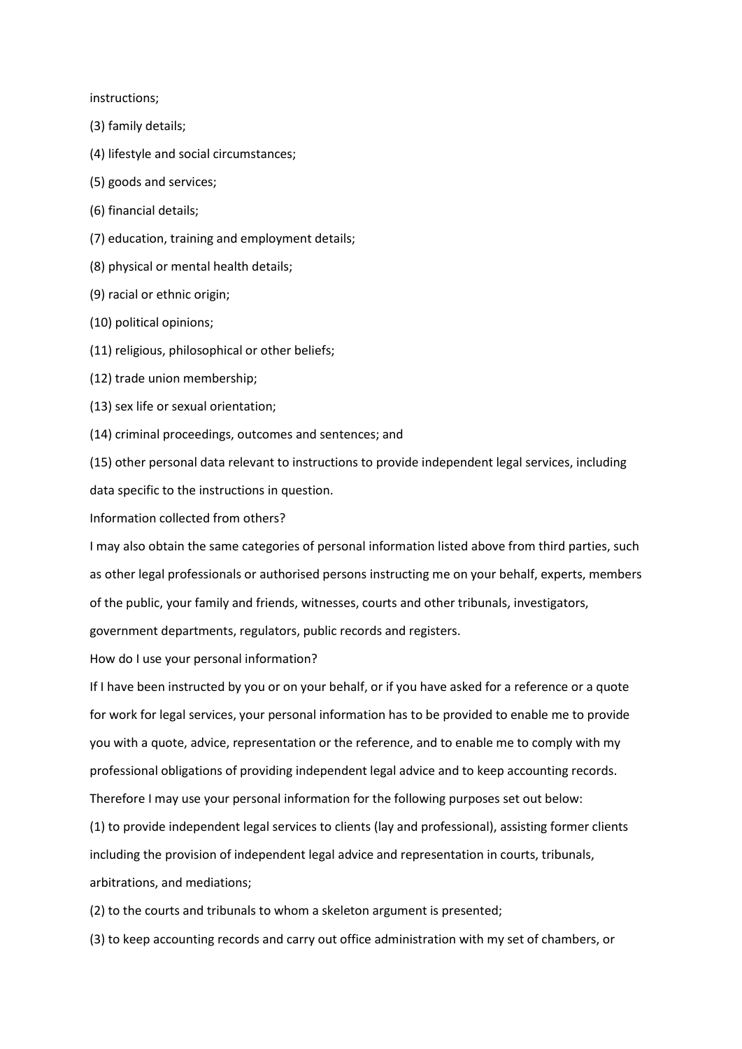instructions;

(3) family details;

(4) lifestyle and social circumstances;

(5) goods and services;

(6) financial details;

(7) education, training and employment details;

(8) physical or mental health details;

(9) racial or ethnic origin;

(10) political opinions;

(11) religious, philosophical or other beliefs;

(12) trade union membership;

(13) sex life or sexual orientation;

(14) criminal proceedings, outcomes and sentences; and

(15) other personal data relevant to instructions to provide independent legal services, including data specific to the instructions in question.

Information collected from others?

I may also obtain the same categories of personal information listed above from third parties, such as other legal professionals or authorised persons instructing me on your behalf, experts, members of the public, your family and friends, witnesses, courts and other tribunals, investigators, government departments, regulators, public records and registers.

How do I use your personal information?

If I have been instructed by you or on your behalf, or if you have asked for a reference or a quote for work for legal services, your personal information has to be provided to enable me to provide you with a quote, advice, representation or the reference, and to enable me to comply with my professional obligations of providing independent legal advice and to keep accounting records. Therefore I may use your personal information for the following purposes set out below:

(1) to provide independent legal services to clients (lay and professional), assisting former clients including the provision of independent legal advice and representation in courts, tribunals, arbitrations, and mediations;

(2) to the courts and tribunals to whom a skeleton argument is presented;

(3) to keep accounting records and carry out office administration with my set of chambers, or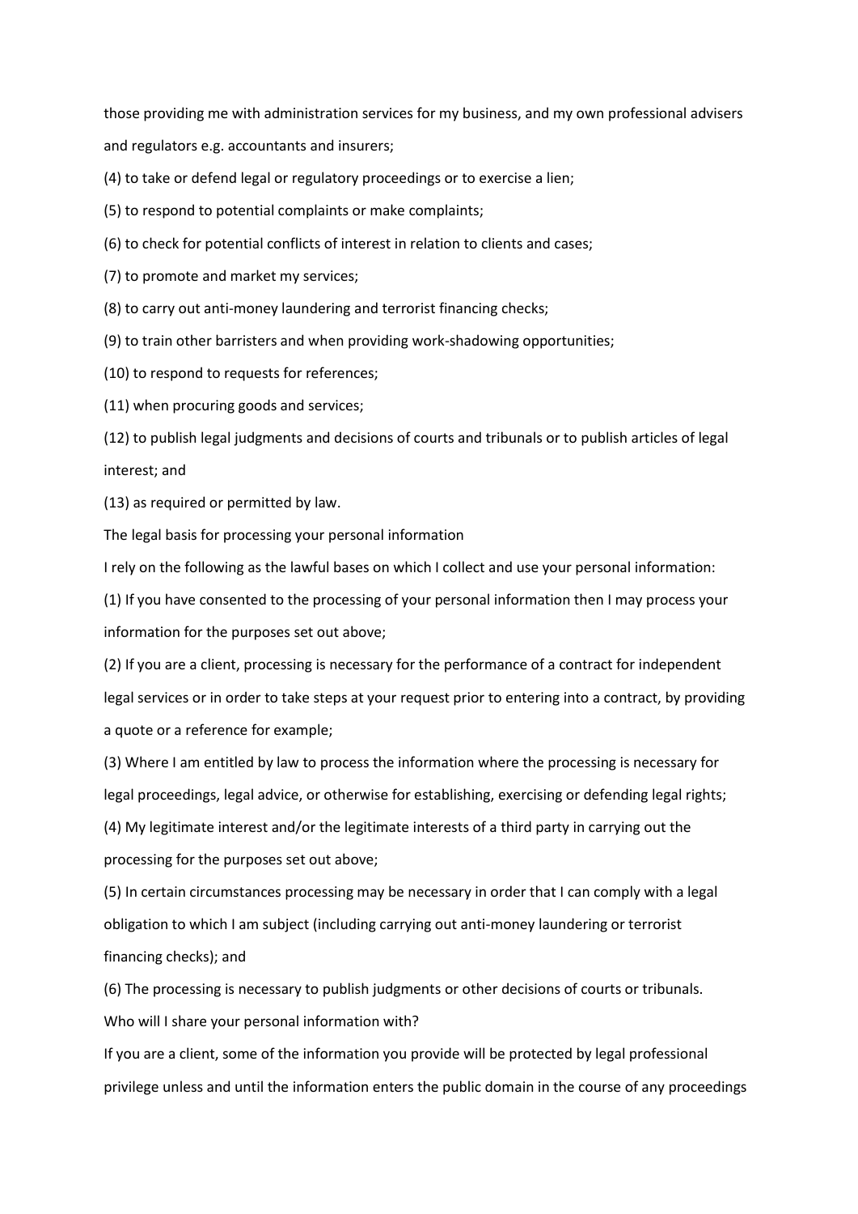those providing me with administration services for my business, and my own professional advisers and regulators e.g. accountants and insurers;

(4) to take or defend legal or regulatory proceedings or to exercise a lien;

(5) to respond to potential complaints or make complaints;

(6) to check for potential conflicts of interest in relation to clients and cases;

(7) to promote and market my services;

(8) to carry out anti-money laundering and terrorist financing checks;

(9) to train other barristers and when providing work-shadowing opportunities;

(10) to respond to requests for references;

(11) when procuring goods and services;

(12) to publish legal judgments and decisions of courts and tribunals or to publish articles of legal interest; and

(13) as required or permitted by law.

## The legal basis for processing your personal information

I rely on the following as the lawful bases on which I collect and use your personal information:

(1) If you have consented to the processing of your personal information then I may process your information for the purposes set out above;

(2) If you are a client, processing is necessary for the performance of a contract for independent legal services or in order to take steps at your request prior to entering into a contract, by providing a quote or a reference for example;

(3) Where I am entitled by law to process the information where the processing is necessary for legal proceedings, legal advice, or otherwise for establishing, exercising or defending legal rights;

(4) My legitimate interest and/or the legitimate interests of a third party in carrying out the processing for the purposes set out above;

(5) In certain circumstances processing may be necessary in order that I can comply with a legal obligation to which I am subject (including carrying out anti-money laundering or terrorist financing checks); and

(6) The processing is necessary to publish judgments or other decisions of courts or tribunals.

## Who will I share your personal information with?

If you are a client, some of the information you provide will be protected by legal professional privilege unless and until the information enters the public domain in the course of any proceedings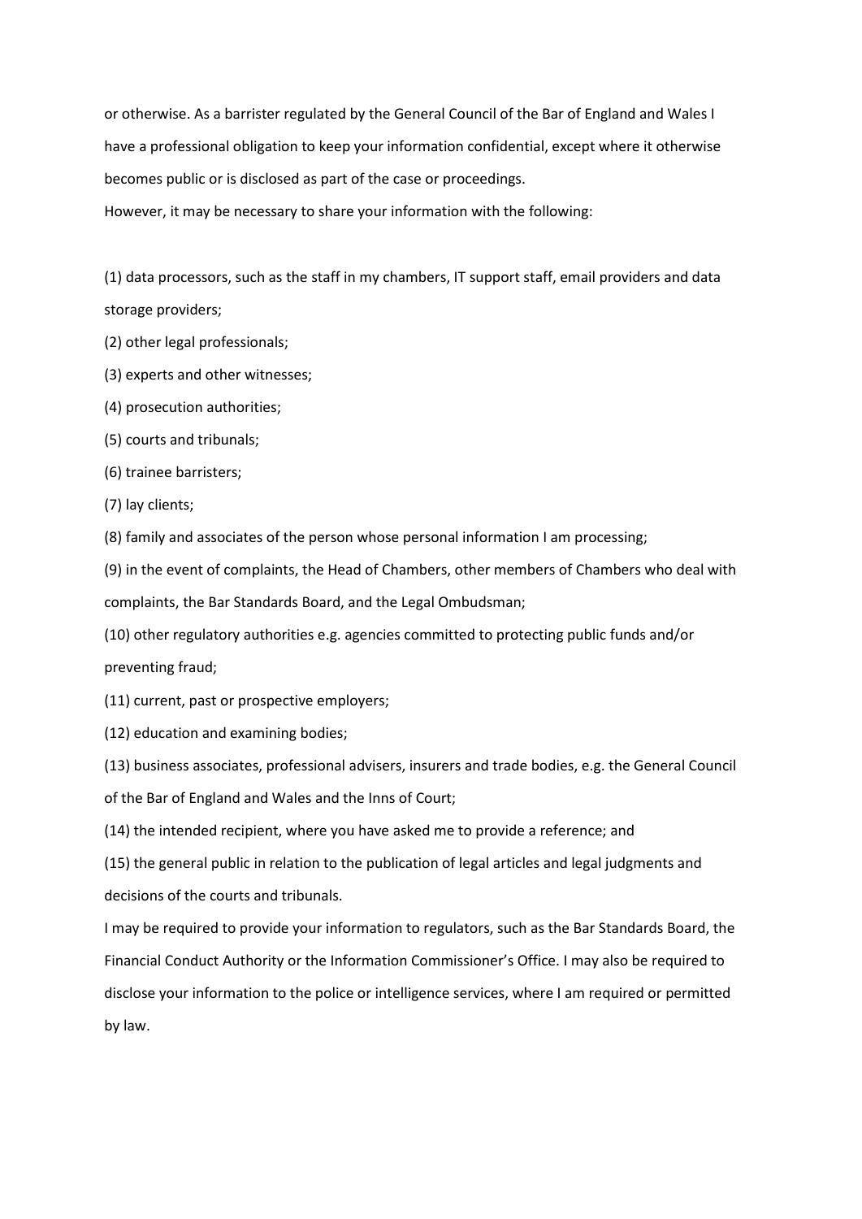or otherwise. As a barrister regulated by the General Council of the Bar of England and Wales I have a professional obligation to keep your information confidential, except where it otherwise becomes public or is disclosed as part of the case or proceedings.

However, it may be necessary to share your information with the following:

(1) data processors, such as the staff in my chambers, IT support staff, email providers and data storage providers;

(2) other legal professionals;

(3) experts and other witnesses;

(4) prosecution authorities;

(5) courts and tribunals;

(6) trainee barristers;

(7) lay clients;

(8) family and associates of the person whose personal information I am processing;

(9) in the event of complaints, the Head of Chambers, other members of Chambers who deal with complaints, the Bar Standards Board, and the Legal Ombudsman;

(10) other regulatory authorities e.g. agencies committed to protecting public funds and/or preventing fraud;

(11) current, past or prospective employers;

(12) education and examining bodies;

(13) business associates, professional advisers, insurers and trade bodies, e.g. the General Council of the Bar of England and Wales and the Inns of Court;

(14) the intended recipient, where you have asked me to provide a reference; and

(15) the general public in relation to the publication of legal articles and legal judgments and decisions of the courts and tribunals.

I may be required to provide your information to regulators, such as the Bar Standards Board, the Financial Conduct Authority or the Information Commissioner's Office. I may also be required to disclose your information to the police or intelligence services, where I am required or permitted by law.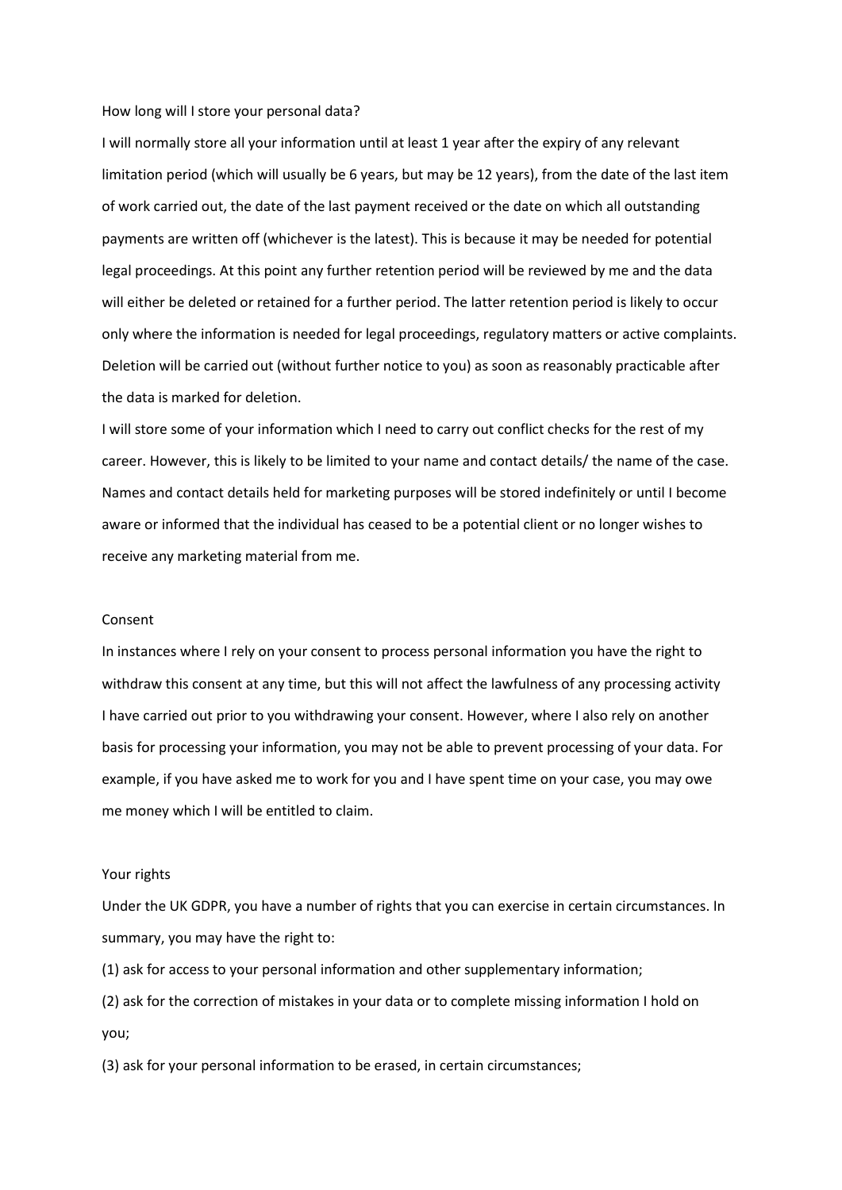## How long will I store your personal data?

I will normally store all your information until at least 1 year after the expiry of any relevant limitation period (which will usually be 6 years, but may be 12 years), from the date of the last item of work carried out, the date of the last payment received or the date on which all outstanding payments are written off (whichever is the latest). This is because it may be needed for potential legal proceedings. At this point any further retention period will be reviewed by me and the data will either be deleted or retained for a further period. The latter retention period is likely to occur only where the information is needed for legal proceedings, regulatory matters or active complaints. Deletion will be carried out (without further notice to you) as soon as reasonably practicable after the data is marked for deletion.

I will store some of your information which I need to carry out conflict checks for the rest of my career. However, this is likely to be limited to your name and contact details/ the name of the case. Names and contact details held for marketing purposes will be stored indefinitely or until I become aware or informed that the individual has ceased to be a potential client or no longer wishes to receive any marketing material from me.

## Consent

In instances where I rely on your consent to process personal information you have the right to withdraw this consent at any time, but this will not affect the lawfulness of any processing activity I have carried out prior to you withdrawing your consent. However, where I also rely on another basis for processing your information, you may not be able to prevent processing of your data. For example, if you have asked me to work for you and I have spent time on your case, you may owe me money which I will be entitled to claim.

## Your rights

Under the UK GDPR, you have a number of rights that you can exercise in certain circumstances. In summary, you may have the right to:

(1) ask for access to your personal information and other supplementary information;

(2) ask for the correction of mistakes in your data or to complete missing information I hold on you;

(3) ask for your personal information to be erased, in certain circumstances;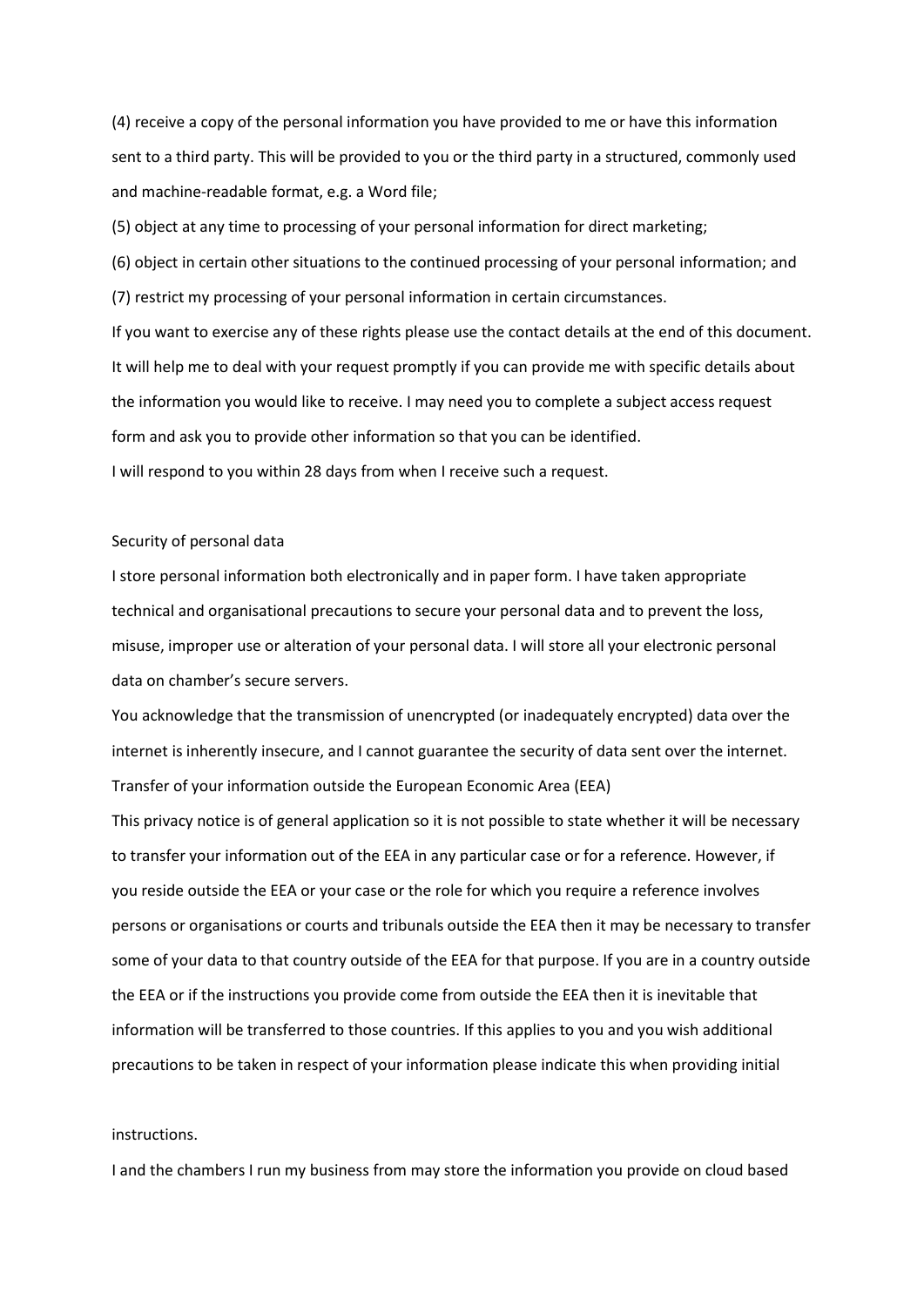(4) receive a copy of the personal information you have provided to me or have this information sent to a third party. This will be provided to you or the third party in a structured, commonly used and machine-readable format, e.g. a Word file;

(5) object at any time to processing of your personal information for direct marketing;

(6) object in certain other situations to the continued processing of your personal information; and

(7) restrict my processing of your personal information in certain circumstances.

If you want to exercise any of these rights please use the contact details at the end of this document. It will help me to deal with your request promptly if you can provide me with specific details about the information you would like to receive. I may need you to complete a subject access request form and ask you to provide other information so that you can be identified.

I will respond to you within 28 days from when I receive such a request.

## Security of personal data

I store personal information both electronically and in paper form. I have taken appropriate technical and organisational precautions to secure your personal data and to prevent the loss, misuse, improper use or alteration of your personal data. I will store all your electronic personal data on chamber's secure servers.

You acknowledge that the transmission of unencrypted (or inadequately encrypted) data over the internet is inherently insecure, and I cannot guarantee the security of data sent over the internet.

## Transfer of your information outside the European Economic Area (EEA)

This privacy notice is of general application so it is not possible to state whether it will be necessary to transfer your information out of the EEA in any particular case or for a reference. However, if you reside outside the EEA or your case or the role for which you require a reference involves persons or organisations or courts and tribunals outside the EEA then it may be necessary to transfer some of your data to that country outside of the EEA for that purpose. If you are in a country outside the EEA or if the instructions you provide come from outside the EEA then it is inevitable that information will be transferred to those countries. If this applies to you and you wish additional precautions to be taken in respect of your information please indicate this when providing initial instructions.

I and the chambers I run my business from may store the information you provide on cloud based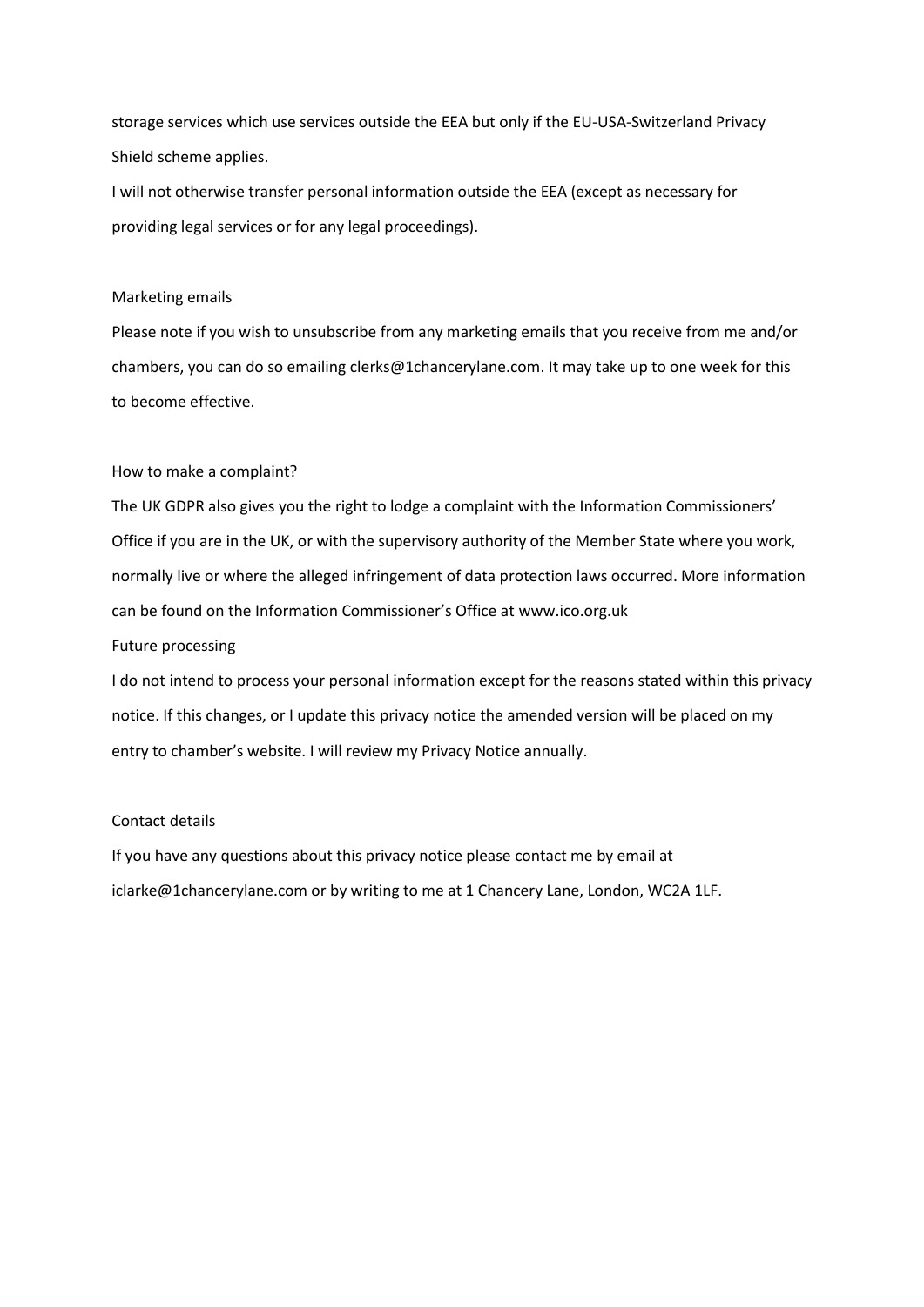storage services which use services outside the EEA but only if the EU-USA-Switzerland Privacy Shield scheme applies.

I will not otherwise transfer personal information outside the EEA (except as necessary for providing legal services or for any legal proceedings).

## Marketing emails

Please note if you wish to unsubscribe from any marketing emails that you receive from me and/or chambers, you can do so emailing clerks@1chancerylane.com. It may take up to one week for this to become effective.

## How to make a complaint?

The UK GDPR also gives you the right to lodge a complaint with the Information Commissioners' Office if you are in the UK, or with the supervisory authority of the Member State where you work, normally live or where the alleged infringement of data protection laws occurred. More information can be found on the Information Commissioner's Office at www.ico.org.uk

## Future processing

I do not intend to process your personal information except for the reasons stated within this privacy notice. If this changes, or I update this privacy notice the amended version will be placed on my entry to chamber's website. I will review my Privacy Notice annually.

## Contact details

If you have any questions about this privacy notice please contact me by email at iclarke@1chancerylane.com or by writing to me at 1 Chancery Lane, London, WC2A 1LF.